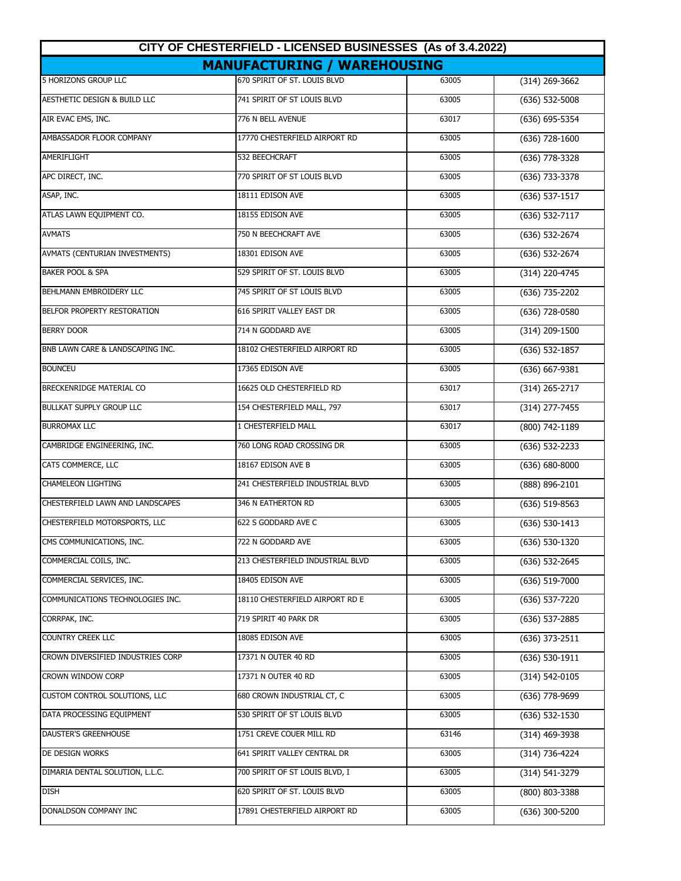# CITY OF CHESTERFIELD - LICENSED BUSINESSES (As of 3.4.2022)

## MANUFACTURING / WAREHOUSING

| | | | |
|---|---|---|---|
| 5 HORIZONS GROUP LLC | 670 SPIRIT OF ST. LOUIS BLVD | 63005 | (314) 269-3662 |
| AESTHETIC DESIGN & BUILD LLC | 741 SPIRIT OF ST LOUIS BLVD | 63005 | (636) 532-5008 |
| AIR EVAC EMS, INC. | 776 N BELL AVENUE | 63017 | (636) 695-5354 |
| AMBASSADOR FLOOR COMPANY | 17770 CHESTERFIELD AIRPORT RD | 63005 | (636) 728-1600 |
| AMERIFLIGHT | 532 BEECHCRAFT | 63005 | (636) 778-3328 |
| APC DIRECT, INC. | 770 SPIRIT OF ST LOUIS BLVD | 63005 | (636) 733-3378 |
| ASAP, INC. | 18111 EDISON AVE | 63005 | (636) 537-1517 |
| ATLAS LAWN EQUIPMENT CO. | 18155 EDISON AVE | 63005 | (636) 532-7117 |
| AVMATS | 750 N BEECHCRAFT AVE | 63005 | (636) 532-2674 |
| AVMATS (CENTURIAN INVESTMENTS) | 18301 EDISON AVE | 63005 | (636) 532-2674 |
| BAKER POOL & SPA | 529 SPIRIT OF ST. LOUIS BLVD | 63005 | (314) 220-4745 |
| BEHLMANN EMBROIDERY LLC | 745 SPIRIT OF ST LOUIS BLVD | 63005 | (636) 735-2202 |
| BELFOR PROPERTY RESTORATION | 616 SPIRIT VALLEY EAST DR | 63005 | (636) 728-0580 |
| BERRY DOOR | 714 N GODDARD AVE | 63005 | (314) 209-1500 |
| BNB LAWN CARE & LANDSCAPING INC. | 18102 CHESTERFIELD AIRPORT RD | 63005 | (636) 532-1857 |
| BOUNCEU | 17365 EDISON AVE | 63005 | (636) 667-9381 |
| BRECKENRIDGE MATERIAL CO | 16625 OLD CHESTERFIELD RD | 63017 | (314) 265-2717 |
| BULLKAT SUPPLY GROUP LLC | 154 CHESTERFIELD MALL, 797 | 63017 | (314) 277-7455 |
| BURROMAX LLC | 1 CHESTERFIELD MALL | 63017 | (800) 742-1189 |
| CAMBRIDGE ENGINEERING, INC. | 760 LONG ROAD CROSSING DR | 63005 | (636) 532-2233 |
| CAT5 COMMERCE, LLC | 18167 EDISON AVE B | 63005 | (636) 680-8000 |
| CHAMELEON LIGHTING | 241 CHESTERFIELD INDUSTRIAL BLVD | 63005 | (888) 896-2101 |
| CHESTERFIELD LAWN AND LANDSCAPES | 346 N EATHERTON RD | 63005 | (636) 519-8563 |
| CHESTERFIELD MOTORSPORTS, LLC | 622 S GODDARD AVE C | 63005 | (636) 530-1413 |
| CMS COMMUNICATIONS, INC. | 722 N GODDARD AVE | 63005 | (636) 530-1320 |
| COMMERCIAL COILS, INC. | 213 CHESTERFIELD INDUSTRIAL BLVD | 63005 | (636) 532-2645 |
| COMMERCIAL SERVICES, INC. | 18405 EDISON AVE | 63005 | (636) 519-7000 |
| COMMUNICATIONS TECHNOLOGIES INC. | 18110 CHESTERFIELD AIRPORT RD E | 63005 | (636) 537-7220 |
| CORRPAK, INC. | 719 SPIRIT 40 PARK DR | 63005 | (636) 537-2885 |
| COUNTRY CREEK LLC | 18085 EDISON AVE | 63005 | (636) 373-2511 |
| CROWN DIVERSIFIED INDUSTRIES CORP | 17371 N OUTER 40 RD | 63005 | (636) 530-1911 |
| CROWN WINDOW CORP | 17371 N OUTER 40 RD | 63005 | (314) 542-0105 |
| CUSTOM CONTROL SOLUTIONS, LLC | 680 CROWN INDUSTRIAL CT, C | 63005 | (636) 778-9699 |
| DATA PROCESSING EQUIPMENT | 530 SPIRIT OF ST LOUIS BLVD | 63005 | (636) 532-1530 |
| DAUSTER'S GREENHOUSE | 1751 CREVE COUER MILL RD | 63146 | (314) 469-3938 |
| DE DESIGN WORKS | 641 SPIRIT VALLEY CENTRAL DR | 63005 | (314) 736-4224 |
| DIMARIA DENTAL SOLUTION, L.L.C. | 700 SPIRIT OF ST LOUIS BLVD, I | 63005 | (314) 541-3279 |
| DISH | 620 SPIRIT OF ST. LOUIS BLVD | 63005 | (800) 803-3388 |
| DONALDSON COMPANY INC | 17891 CHESTERFIELD AIRPORT RD | 63005 | (636) 300-5200 |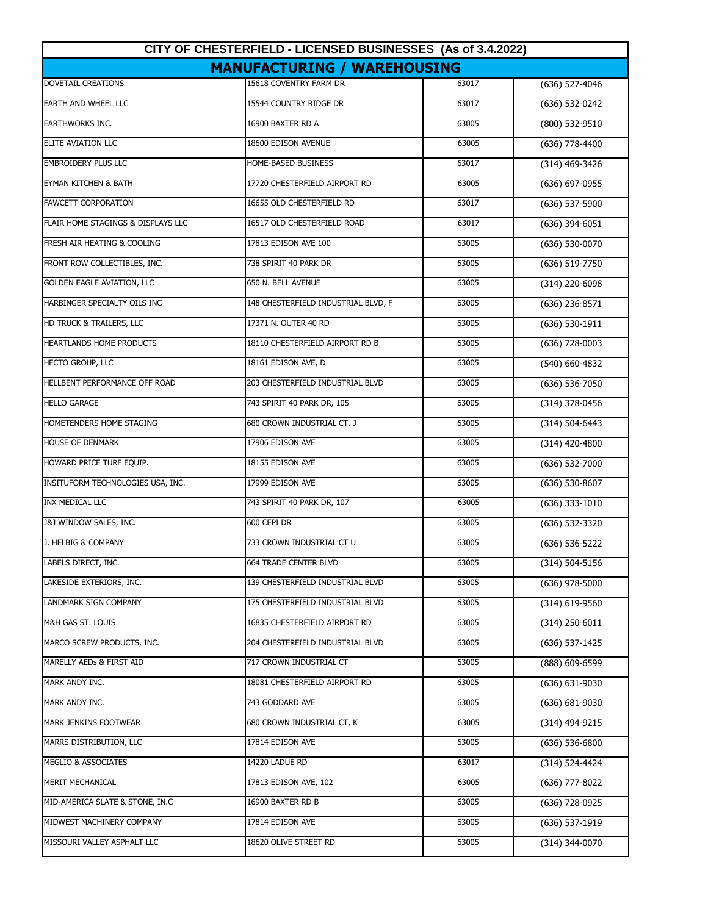# CITY OF CHESTERFIELD - LICENSED BUSINESSES (As of 3.4.2022)

## MANUFACTURING / WAREHOUSING

| | | | |
|---|---|---|---|
| DOVETAIL CREATIONS | 15618 COVENTRY FARM DR | 63017 | (636) 527-4046 |
| EARTH AND WHEEL LLC | 15544 COUNTRY RIDGE DR | 63017 | (636) 532-0242 |
| EARTHWORKS INC. | 16900 BAXTER RD A | 63005 | (800) 532-9510 |
| ELITE AVIATION LLC | 18600 EDISON AVENUE | 63005 | (636) 778-4400 |
| EMBROIDERY PLUS LLC | HOME-BASED BUSINESS | 63017 | (314) 469-3426 |
| EYMAN KITCHEN & BATH | 17720 CHESTERFIELD AIRPORT RD | 63005 | (636) 697-0955 |
| FAWCETT CORPORATION | 16655 OLD CHESTERFIELD RD | 63017 | (636) 537-5900 |
| FLAIR HOME STAGINGS & DISPLAYS LLC | 16517 OLD CHESTERFIELD ROAD | 63017 | (636) 394-6051 |
| FRESH AIR HEATING & COOLING | 17813 EDISON AVE 100 | 63005 | (636) 530-0070 |
| FRONT ROW COLLECTIBLES, INC. | 738 SPIRIT 40 PARK DR | 63005 | (636) 519-7750 |
| GOLDEN EAGLE AVIATION, LLC | 650 N. BELL AVENUE | 63005 | (314) 220-6098 |
| HARBINGER SPECIALTY OILS INC | 148 CHESTERFIELD INDUSTRIAL BLVD, F | 63005 | (636) 236-8571 |
| HD TRUCK & TRAILERS, LLC | 17371 N. OUTER 40 RD | 63005 | (636) 530-1911 |
| HEARTLANDS HOME PRODUCTS | 18110 CHESTERFIELD AIRPORT RD B | 63005 | (636) 728-0003 |
| HECTO GROUP, LLC | 18161 EDISON AVE, D | 63005 | (540) 660-4832 |
| HELLBENT PERFORMANCE OFF ROAD | 203 CHESTERFIELD INDUSTRIAL BLVD | 63005 | (636) 536-7050 |
| HELLO GARAGE | 743 SPIRIT 40 PARK DR, 105 | 63005 | (314) 378-0456 |
| HOMETENDERS HOME STAGING | 680 CROWN INDUSTRIAL CT, J | 63005 | (314) 504-6443 |
| HOUSE OF DENMARK | 17906 EDISON AVE | 63005 | (314) 420-4800 |
| HOWARD PRICE TURF EQUIP. | 18155 EDISON AVE | 63005 | (636) 532-7000 |
| INSITUFORM TECHNOLOGIES USA, INC. | 17999 EDISON AVE | 63005 | (636) 530-8607 |
| INX MEDICAL LLC | 743 SPIRIT 40 PARK DR, 107 | 63005 | (636) 333-1010 |
| J&J WINDOW SALES, INC. | 600 CEPI DR | 63005 | (636) 532-3320 |
| J. HELBIG & COMPANY | 733 CROWN INDUSTRIAL CT U | 63005 | (636) 536-5222 |
| LABELS DIRECT, INC. | 664 TRADE CENTER BLVD | 63005 | (314) 504-5156 |
| LAKESIDE EXTERIORS, INC. | 139 CHESTERFIELD INDUSTRIAL BLVD | 63005 | (636) 978-5000 |
| LANDMARK SIGN COMPANY | 175 CHESTERFIELD INDUSTRIAL BLVD | 63005 | (314) 619-9560 |
| M&H GAS ST. LOUIS | 16835 CHESTERFIELD AIRPORT RD | 63005 | (314) 250-6011 |
| MARCO SCREW PRODUCTS, INC. | 204 CHESTERFIELD INDUSTRIAL BLVD | 63005 | (636) 537-1425 |
| MARELLY AEDs & FIRST AID | 717 CROWN INDUSTRIAL CT | 63005 | (888) 609-6599 |
| MARK ANDY INC. | 18081 CHESTERFIELD AIRPORT RD | 63005 | (636) 631-9030 |
| MARK ANDY INC. | 743 GODDARD AVE | 63005 | (636) 681-9030 |
| MARK JENKINS FOOTWEAR | 680 CROWN INDUSTRIAL CT, K | 63005 | (314) 494-9215 |
| MARRS DISTRIBUTION, LLC | 17814 EDISON AVE | 63005 | (636) 536-6800 |
| MEGLIO & ASSOCIATES | 14220 LADUE RD | 63017 | (314) 524-4424 |
| MERIT MECHANICAL | 17813 EDISON AVE, 102 | 63005 | (636) 777-8022 |
| MID-AMERICA SLATE & STONE, IN.C | 16900 BAXTER RD B | 63005 | (636) 728-0925 |
| MIDWEST MACHINERY COMPANY | 17814 EDISON AVE | 63005 | (636) 537-1919 |
| MISSOURI VALLEY ASPHALT LLC | 18620 OLIVE STREET RD | 63005 | (314) 344-0070 |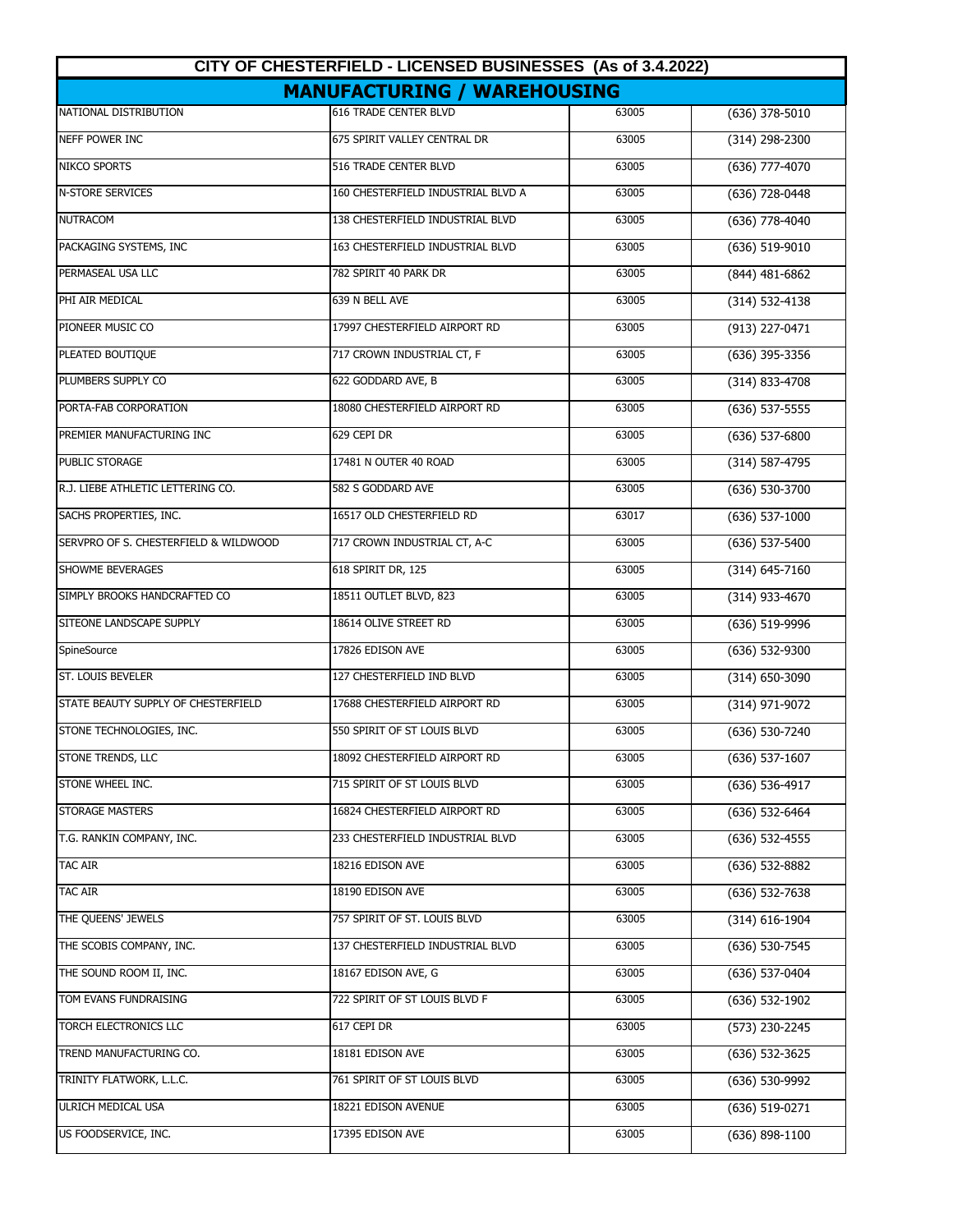# CITY OF CHESTERFIELD - LICENSED BUSINESSES (As of 3.4.2022)

## MANUFACTURING / WAREHOUSING

| | | | |
|---|---|---|---|
| NATIONAL DISTRIBUTION | 616 TRADE CENTER BLVD | 63005 | (636) 378-5010 |
| NEFF POWER INC | 675 SPIRIT VALLEY CENTRAL DR | 63005 | (314) 298-2300 |
| NIKCO SPORTS | 516 TRADE CENTER BLVD | 63005 | (636) 777-4070 |
| N-STORE SERVICES | 160 CHESTERFIELD INDUSTRIAL BLVD A | 63005 | (636) 728-0448 |
| NUTRACOM | 138 CHESTERFIELD INDUSTRIAL BLVD | 63005 | (636) 778-4040 |
| PACKAGING SYSTEMS, INC | 163 CHESTERFIELD INDUSTRIAL BLVD | 63005 | (636) 519-9010 |
| PERMASEAL USA LLC | 782 SPIRIT 40 PARK DR | 63005 | (844) 481-6862 |
| PHI AIR MEDICAL | 639 N BELL AVE | 63005 | (314) 532-4138 |
| PIONEER MUSIC CO | 17997 CHESTERFIELD AIRPORT RD | 63005 | (913) 227-0471 |
| PLEATED BOUTIQUE | 717 CROWN INDUSTRIAL CT, F | 63005 | (636) 395-3356 |
| PLUMBERS SUPPLY CO | 622 GODDARD AVE, B | 63005 | (314) 833-4708 |
| PORTA-FAB CORPORATION | 18080 CHESTERFIELD AIRPORT RD | 63005 | (636) 537-5555 |
| PREMIER MANUFACTURING INC | 629 CEPI DR | 63005 | (636) 537-6800 |
| PUBLIC STORAGE | 17481 N OUTER 40 ROAD | 63005 | (314) 587-4795 |
| R.J. LIEBE ATHLETIC LETTERING CO. | 582 S GODDARD AVE | 63005 | (636) 530-3700 |
| SACHS PROPERTIES, INC. | 16517 OLD CHESTERFIELD RD | 63017 | (636) 537-1000 |
| SERVPRO OF S. CHESTERFIELD & WILDWOOD | 717 CROWN INDUSTRIAL CT, A-C | 63005 | (636) 537-5400 |
| SHOWME BEVERAGES | 618 SPIRIT DR, 125 | 63005 | (314) 645-7160 |
| SIMPLY BROOKS HANDCRAFTED CO | 18511 OUTLET BLVD, 823 | 63005 | (314) 933-4670 |
| SITEONE LANDSCAPE SUPPLY | 18614 OLIVE STREET RD | 63005 | (636) 519-9996 |
| SpineSource | 17826 EDISON AVE | 63005 | (636) 532-9300 |
| ST. LOUIS BEVELER | 127 CHESTERFIELD IND BLVD | 63005 | (314) 650-3090 |
| STATE BEAUTY SUPPLY OF CHESTERFIELD | 17688 CHESTERFIELD AIRPORT RD | 63005 | (314) 971-9072 |
| STONE TECHNOLOGIES, INC. | 550 SPIRIT OF ST LOUIS BLVD | 63005 | (636) 530-7240 |
| STONE TRENDS, LLC | 18092 CHESTERFIELD AIRPORT RD | 63005 | (636) 537-1607 |
| STONE WHEEL INC. | 715 SPIRIT OF ST LOUIS BLVD | 63005 | (636) 536-4917 |
| STORAGE MASTERS | 16824 CHESTERFIELD AIRPORT RD | 63005 | (636) 532-6464 |
| T.G. RANKIN COMPANY, INC. | 233 CHESTERFIELD INDUSTRIAL BLVD | 63005 | (636) 532-4555 |
| TAC AIR | 18216 EDISON AVE | 63005 | (636) 532-8882 |
| TAC AIR | 18190 EDISON AVE | 63005 | (636) 532-7638 |
| THE QUEENS' JEWELS | 757 SPIRIT OF ST. LOUIS BLVD | 63005 | (314) 616-1904 |
| THE SCOBIS COMPANY, INC. | 137 CHESTERFIELD INDUSTRIAL BLVD | 63005 | (636) 530-7545 |
| THE SOUND ROOM II, INC. | 18167 EDISON AVE, G | 63005 | (636) 537-0404 |
| TOM EVANS FUNDRAISING | 722 SPIRIT OF ST LOUIS BLVD F | 63005 | (636) 532-1902 |
| TORCH ELECTRONICS LLC | 617 CEPI DR | 63005 | (573) 230-2245 |
| TREND MANUFACTURING CO. | 18181 EDISON AVE | 63005 | (636) 532-3625 |
| TRINITY FLATWORK, L.L.C. | 761 SPIRIT OF ST LOUIS BLVD | 63005 | (636) 530-9992 |
| ULRICH MEDICAL USA | 18221 EDISON AVENUE | 63005 | (636) 519-0271 |
| US FOODSERVICE, INC. | 17395 EDISON AVE | 63005 | (636) 898-1100 |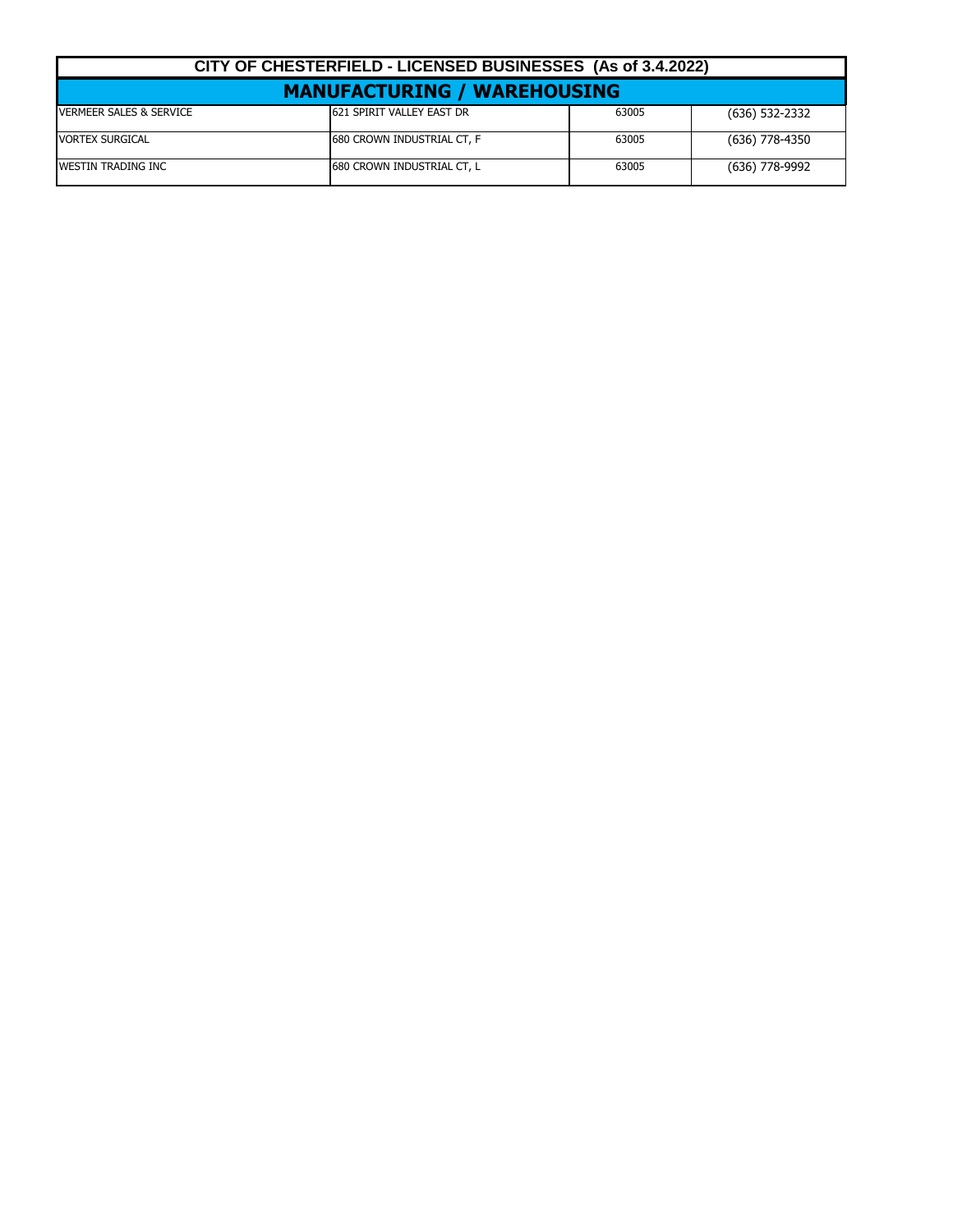| CITY OF CHESTERFIELD - LICENSED BUSINESSES (As of 3.4.2022) | | | |
|---|---|---|---|
| **MANUFACTURING / WAREHOUSING** | | | |
| VERMEER SALES & SERVICE | 621 SPIRIT VALLEY EAST DR | 63005 | (636) 532-2332 |
| VORTEX SURGICAL | 680 CROWN INDUSTRIAL CT, F | 63005 | (636) 778-4350 |
| WESTIN TRADING INC | 680 CROWN INDUSTRIAL CT, L | 63005 | (636) 778-9992 |